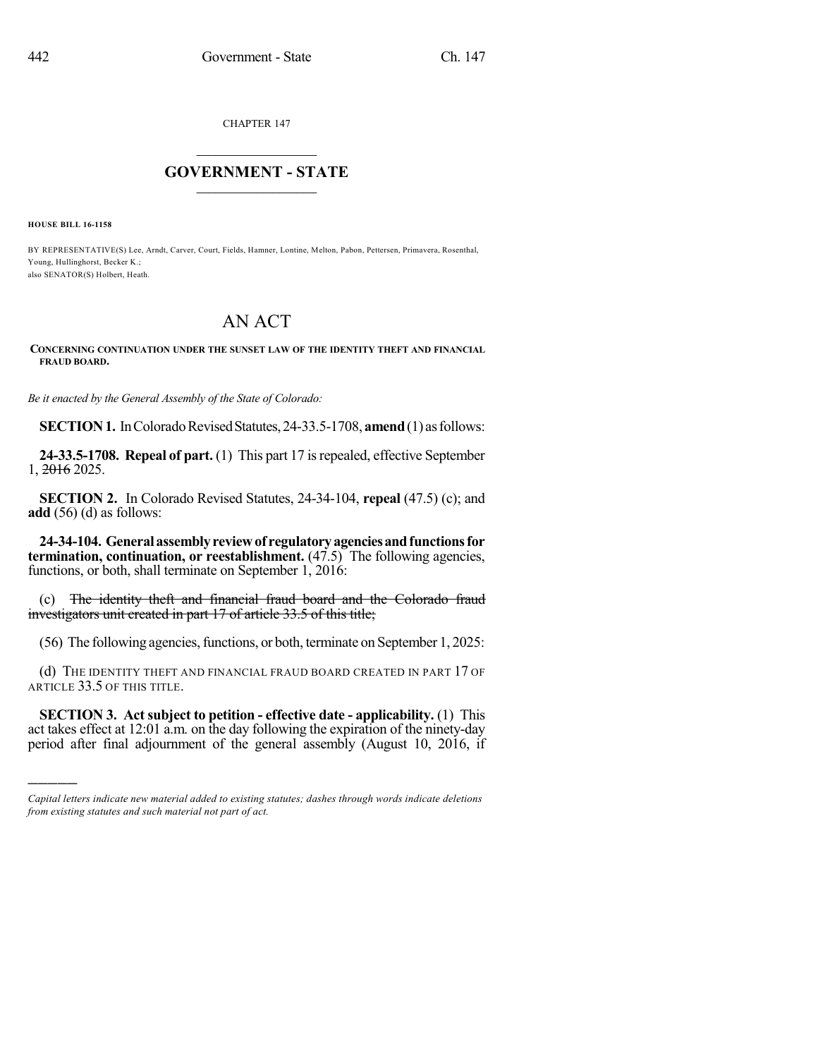CHAPTER 147

# GOVERNMENT - STATE

**HOUSE BILL 16-1158**

BY REPRESENTATIVE(S) Lee, Arndt, Carver, Court, Fields, Hamner, Lontine, Melton, Pabon, Pettersen, Primavera, Rosenthal, Young, Hullinghorst, Becker K.;
also SENATOR(S) Holbert, Heath.

# AN ACT

**CONCERNING CONTINUATION UNDER THE SUNSET LAW OF THE IDENTITY THEFT AND FINANCIAL FRAUD BOARD.**

*Be it enacted by the General Assembly of the State of Colorado:*

**SECTION 1.** In Colorado Revised Statutes, 24-33.5-1708, **amend** (1) as follows:

**24-33.5-1708. Repeal of part.** (1) This part 17 is repealed, effective September 1, ~~2016~~ 2025.

**SECTION 2.** In Colorado Revised Statutes, 24-34-104, **repeal** (47.5) (c); and **add** (56) (d) as follows:

**24-34-104. General assembly review of regulatory agencies and functions for termination, continuation, or reestablishment.** (47.5) The following agencies, functions, or both, shall terminate on September 1, 2016:

(c) ~~The identity theft and financial fraud board and the Colorado fraud investigators unit created in part 17 of article 33.5 of this title;~~

(56) The following agencies, functions, or both, terminate on September 1, 2025:

(d) THE IDENTITY THEFT AND FINANCIAL FRAUD BOARD CREATED IN PART 17 OF ARTICLE 33.5 OF THIS TITLE.

**SECTION 3. Act subject to petition - effective date - applicability.** (1) This act takes effect at 12:01 a.m. on the day following the expiration of the ninety-day period after final adjournment of the general assembly (August 10, 2016, if

---

*Capital letters indicate new material added to existing statutes; dashes through words indicate deletions from existing statutes and such material not part of act.*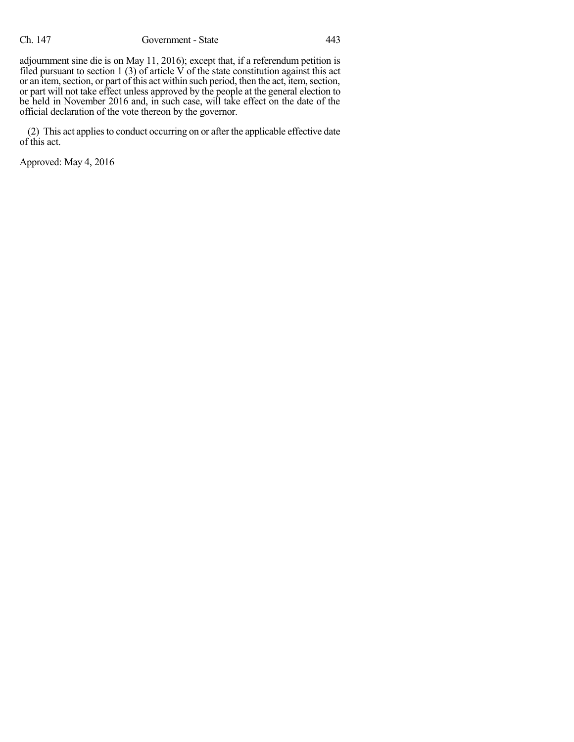adjournment sine die is on May 11, 2016); except that, if a referendum petition is filed pursuant to section 1 (3) of article V of the state constitution against this act or an item, section, or part of this act within such period, then the act, item, section, or part will not take effect unless approved by the people at the general election to be held in November 2016 and, in such case, will take effect on the date of the official declaration of the vote thereon by the governor.

(2) This act applies to conduct occurring on or after the applicable effective date of this act.

Approved: May 4, 2016